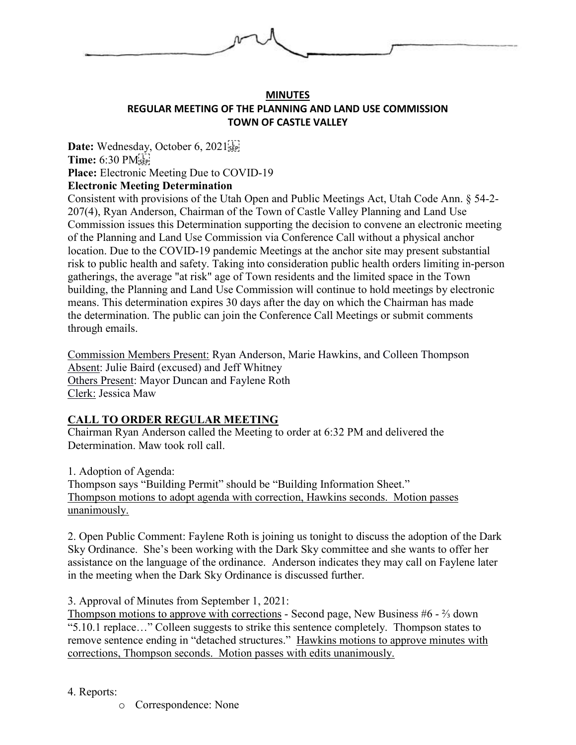# MINUTES
## REGULAR MEETING OF THE PLANNING AND LAND USE COMMISSION
## TOWN OF CASTLE VALLEY

**Date:** Wednesday, October 6, 2021
**Time:** 6:30 PM
**Place:** Electronic Meeting Due to COVID-19
**Electronic Meeting Determination**

Consistent with provisions of the Utah Open and Public Meetings Act, Utah Code Ann. § 54-2-207(4), Ryan Anderson, Chairman of the Town of Castle Valley Planning and Land Use Commission issues this Determination supporting the decision to convene an electronic meeting of the Planning and Land Use Commission via Conference Call without a physical anchor location. Due to the COVID-19 pandemic Meetings at the anchor site may present substantial risk to public health and safety. Taking into consideration public health orders limiting in-person gatherings, the average "at risk" age of Town residents and the limited space in the Town building, the Planning and Land Use Commission will continue to hold meetings by electronic means. This determination expires 30 days after the day on which the Chairman has made the determination. The public can join the Conference Call Meetings or submit comments through emails.

Commission Members Present: Ryan Anderson, Marie Hawkins, and Colleen Thompson
Absent: Julie Baird (excused) and Jeff Whitney
Others Present: Mayor Duncan and Faylene Roth
Clerk: Jessica Maw

**CALL TO ORDER REGULAR MEETING**

Chairman Ryan Anderson called the Meeting to order at 6:32 PM and delivered the Determination. Maw took roll call.

1. Adoption of Agenda:
Thompson says "Building Permit" should be "Building Information Sheet."
Thompson motions to adopt agenda with correction, Hawkins seconds. Motion passes unanimously.

2. Open Public Comment: Faylene Roth is joining us tonight to discuss the adoption of the Dark Sky Ordinance. She's been working with the Dark Sky committee and she wants to offer her assistance on the language of the ordinance. Anderson indicates they may call on Faylene later in the meeting when the Dark Sky Ordinance is discussed further.

3. Approval of Minutes from September 1, 2021:
Thompson motions to approve with corrections - Second page, New Business #6 - ⅔ down "5.10.1 replace…" Colleen suggests to strike this sentence completely. Thompson states to remove sentence ending in "detached structures." Hawkins motions to approve minutes with corrections, Thompson seconds. Motion passes with edits unanimously.

4. Reports:
   - Correspondence: None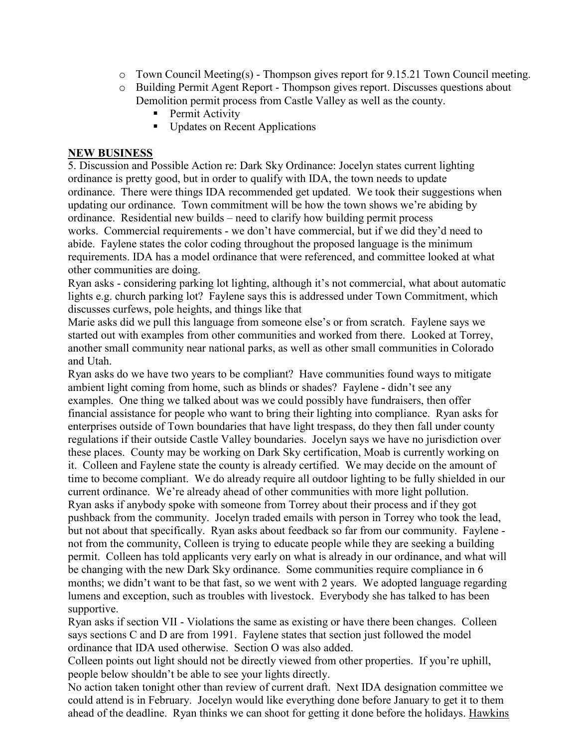- Town Council Meeting(s) - Thompson gives report for 9.15.21 Town Council meeting.
- Building Permit Agent Report - Thompson gives report. Discusses questions about Demolition permit process from Castle Valley as well as the county.
  - Permit Activity
  - Updates on Recent Applications

**NEW BUSINESS**

5. Discussion and Possible Action re: Dark Sky Ordinance: Jocelyn states current lighting ordinance is pretty good, but in order to qualify with IDA, the town needs to update ordinance. There were things IDA recommended get updated. We took their suggestions when updating our ordinance. Town commitment will be how the town shows we're abiding by ordinance. Residential new builds – need to clarify how building permit process works. Commercial requirements - we don't have commercial, but if we did they'd need to abide. Faylene states the color coding throughout the proposed language is the minimum requirements. IDA has a model ordinance that were referenced, and committee looked at what other communities are doing.

Ryan asks - considering parking lot lighting, although it's not commercial, what about automatic lights e.g. church parking lot? Faylene says this is addressed under Town Commitment, which discusses curfews, pole heights, and things like that

Marie asks did we pull this language from someone else's or from scratch. Faylene says we started out with examples from other communities and worked from there. Looked at Torrey, another small community near national parks, as well as other small communities in Colorado and Utah.

Ryan asks do we have two years to be compliant? Have communities found ways to mitigate ambient light coming from home, such as blinds or shades? Faylene - didn't see any examples. One thing we talked about was we could possibly have fundraisers, then offer financial assistance for people who want to bring their lighting into compliance. Ryan asks for enterprises outside of Town boundaries that have light trespass, do they then fall under county regulations if their outside Castle Valley boundaries. Jocelyn says we have no jurisdiction over these places. County may be working on Dark Sky certification, Moab is currently working on it. Colleen and Faylene state the county is already certified. We may decide on the amount of time to become compliant. We do already require all outdoor lighting to be fully shielded in our current ordinance. We're already ahead of other communities with more light pollution.

Ryan asks if anybody spoke with someone from Torrey about their process and if they got pushback from the community. Jocelyn traded emails with person in Torrey who took the lead, but not about that specifically. Ryan asks about feedback so far from our community. Faylene - not from the community, Colleen is trying to educate people while they are seeking a building permit. Colleen has told applicants very early on what is already in our ordinance, and what will be changing with the new Dark Sky ordinance. Some communities require compliance in 6 months; we didn't want to be that fast, so we went with 2 years. We adopted language regarding lumens and exception, such as troubles with livestock. Everybody she has talked to has been supportive.

Ryan asks if section VII - Violations the same as existing or have there been changes. Colleen says sections C and D are from 1991. Faylene states that section just followed the model ordinance that IDA used otherwise. Section O was also added.

Colleen points out light should not be directly viewed from other properties. If you're uphill, people below shouldn't be able to see your lights directly.

No action taken tonight other than review of current draft. Next IDA designation committee we could attend is in February. Jocelyn would like everything done before January to get it to them ahead of the deadline. Ryan thinks we can shoot for getting it done before the holidays. <u>Hawkins</u>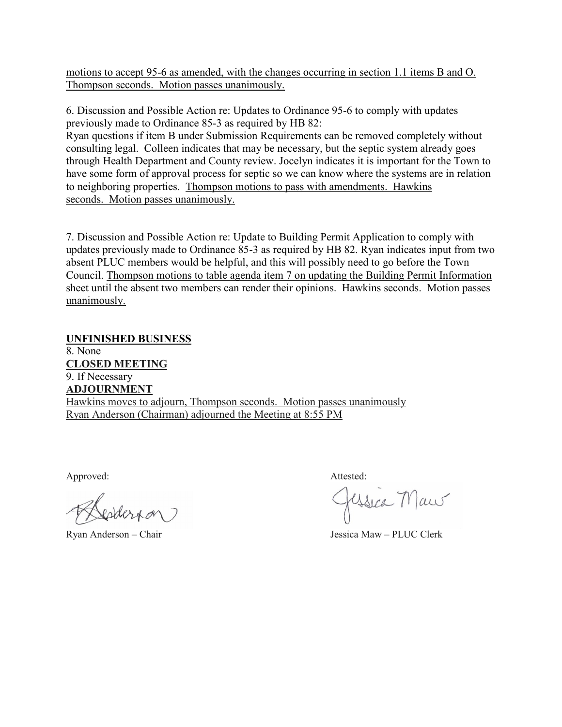motions to accept 95-6 as amended, with the changes occurring in section 1.1 items B and O. Thompson seconds. Motion passes unanimously.

6. Discussion and Possible Action re: Updates to Ordinance 95-6 to comply with updates previously made to Ordinance 85-3 as required by HB 82:
Ryan questions if item B under Submission Requirements can be removed completely without consulting legal. Colleen indicates that may be necessary, but the septic system already goes through Health Department and County review. Jocelyn indicates it is important for the Town to have some form of approval process for septic so we can know where the systems are in relation to neighboring properties. Thompson motions to pass with amendments. Hawkins seconds. Motion passes unanimously.

7. Discussion and Possible Action re: Update to Building Permit Application to comply with updates previously made to Ordinance 85-3 as required by HB 82. Ryan indicates input from two absent PLUC members would be helpful, and this will possibly need to go before the Town Council. Thompson motions to table agenda item 7 on updating the Building Permit Information sheet until the absent two members can render their opinions. Hawkins seconds. Motion passes unanimously.

**UNFINISHED BUSINESS**
8. None
**CLOSED MEETING**
9. If Necessary
**ADJOURNMENT**
Hawkins moves to adjourn, Thompson seconds. Motion passes unanimously
Ryan Anderson (Chairman) adjourned the Meeting at 8:55 PM

Approved:

Ryan Anderson – Chair

Attested:

Jessica Maw – PLUC Clerk